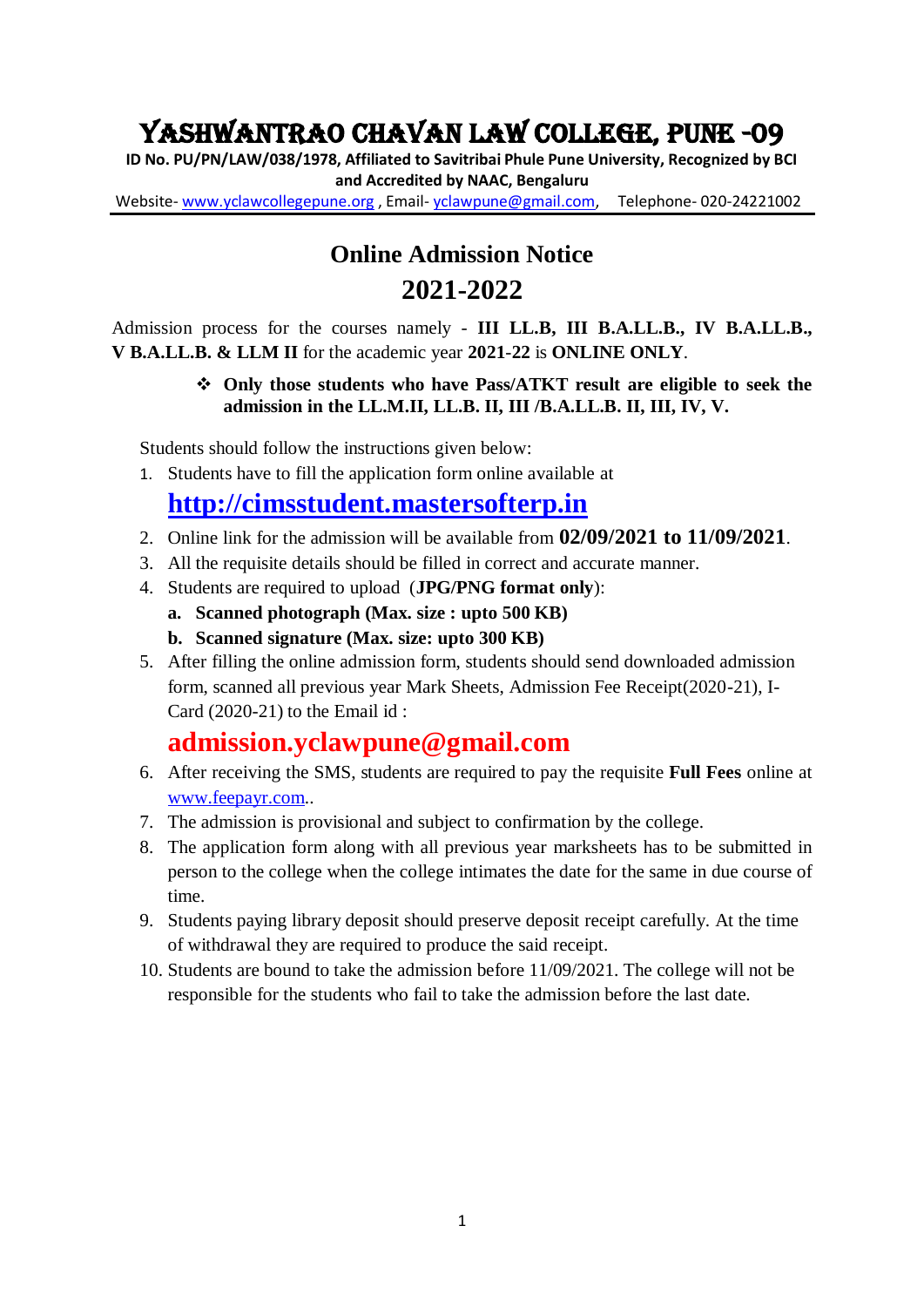# YASHWANTRAO CHAVAN LAW COLLEGE, PUNE -09

**ID No. PU/PN/LAW/038/1978, Affiliated to Savitribai Phule Pune University, Recognized by BCI and Accredited by NAAC, Bengaluru**

Website- www.yclawcollegepune.org , Email- yclawpune@gmail.com, Telephone- 020-24221002

## Online Admission Notice

## 2021-2022

Admission process for the courses namely - **III LL.B, III B.A.LL.B., IV B.A.LL.B., V B.A.LL.B. & LLM II** for the academic year **2021-22** is **ONLINE ONLY**.

- **Only those students who have Pass/ATKT result are eligible to seek the admission in the LL.M.II, LL.B. II, III /B.A.LL.B. II, III, IV, V.**

Students should follow the instructions given below:

1. Students have to fill the application form online available at
   **http://cimsstudent.mastersofterp.in**
2. Online link for the admission will be available from **02/09/2021 to 11/09/2021**.
3. All the requisite details should be filled in correct and accurate manner.
4. Students are required to upload (**JPG/PNG format only**):
   a. **Scanned photograph (Max. size : upto 500 KB)**
   b. **Scanned signature (Max. size: upto 300 KB)**
5. After filling the online admission form, students should send downloaded admission form, scanned all previous year Mark Sheets, Admission Fee Receipt(2020-21), I-Card (2020-21) to the Email id :
   **admission.yclawpune@gmail.com**
6. After receiving the SMS, students are required to pay the requisite **Full Fees** online at www.feepayr.com..
7. The admission is provisional and subject to confirmation by the college.
8. The application form along with all previous year marksheets has to be submitted in person to the college when the college intimates the date for the same in due course of time.
9. Students paying library deposit should preserve deposit receipt carefully. At the time of withdrawal they are required to produce the said receipt.
10. Students are bound to take the admission before 11/09/2021. The college will not be responsible for the students who fail to take the admission before the last date.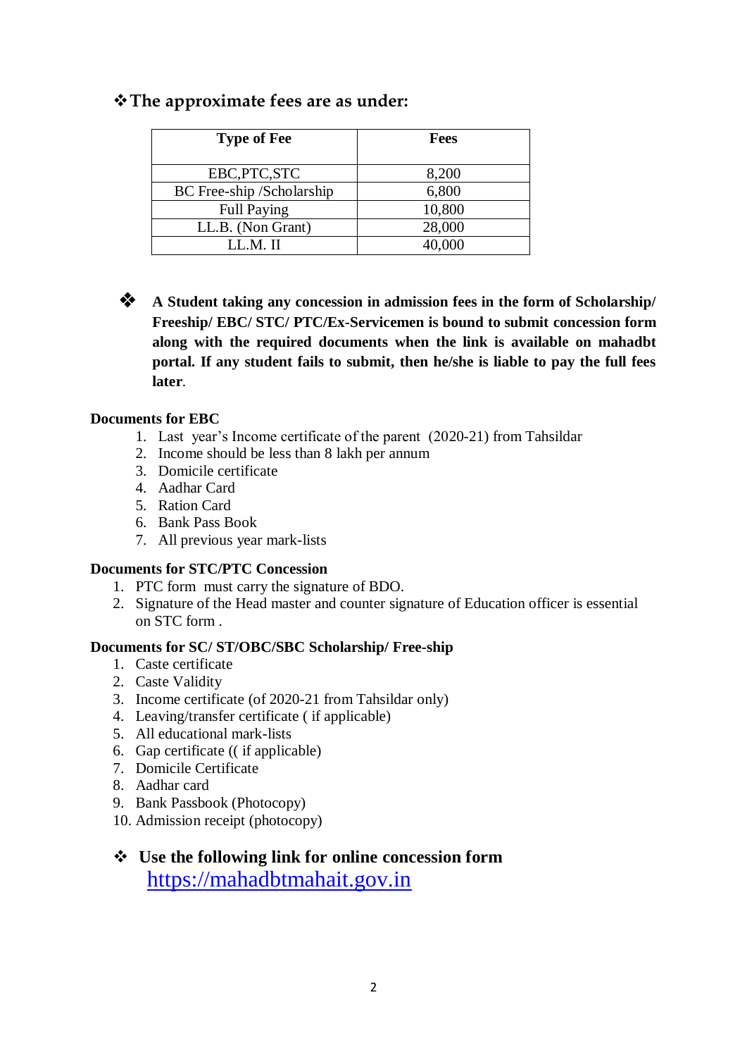## ❖ The approximate fees are as under:

| Type of Fee | Fees |
|---|---|
| EBC,PTC,STC | 8,200 |
| BC Free-ship /Scholarship | 6,800 |
| Full Paying | 10,800 |
| LL.B. (Non Grant) | 28,000 |
| LL.M. II | 40,000 |

❖ **A Student taking any concession in admission fees in the form of Scholarship/ Freeship/ EBC/ STC/ PTC/Ex-Servicemen is bound to submit concession form along with the required documents when the link is available on mahadbt portal. If any student fails to submit, then he/she is liable to pay the full fees later**.

**Documents for EBC**

1. Last year's Income certificate of the parent (2020-21) from Tahsildar
2. Income should be less than 8 lakh per annum
3. Domicile certificate
4. Aadhar Card
5. Ration Card
6. Bank Pass Book
7. All previous year mark-lists

**Documents for STC/PTC Concession**

1. PTC form must carry the signature of BDO.
2. Signature of the Head master and counter signature of Education officer is essential on STC form .

**Documents for SC/ ST/OBC/SBC Scholarship/ Free-ship**

1. Caste certificate
2. Caste Validity
3. Income certificate (of 2020-21 from Tahsildar only)
4. Leaving/transfer certificate ( if applicable)
5. All educational mark-lists
6. Gap certificate (( if applicable)
7. Domicile Certificate
8. Aadhar card
9. Bank Passbook (Photocopy)
10. Admission receipt (photocopy)

❖ **Use the following link for online concession form**
[https://mahadbtmahait.gov.in](https://mahadbtmahait.gov.in)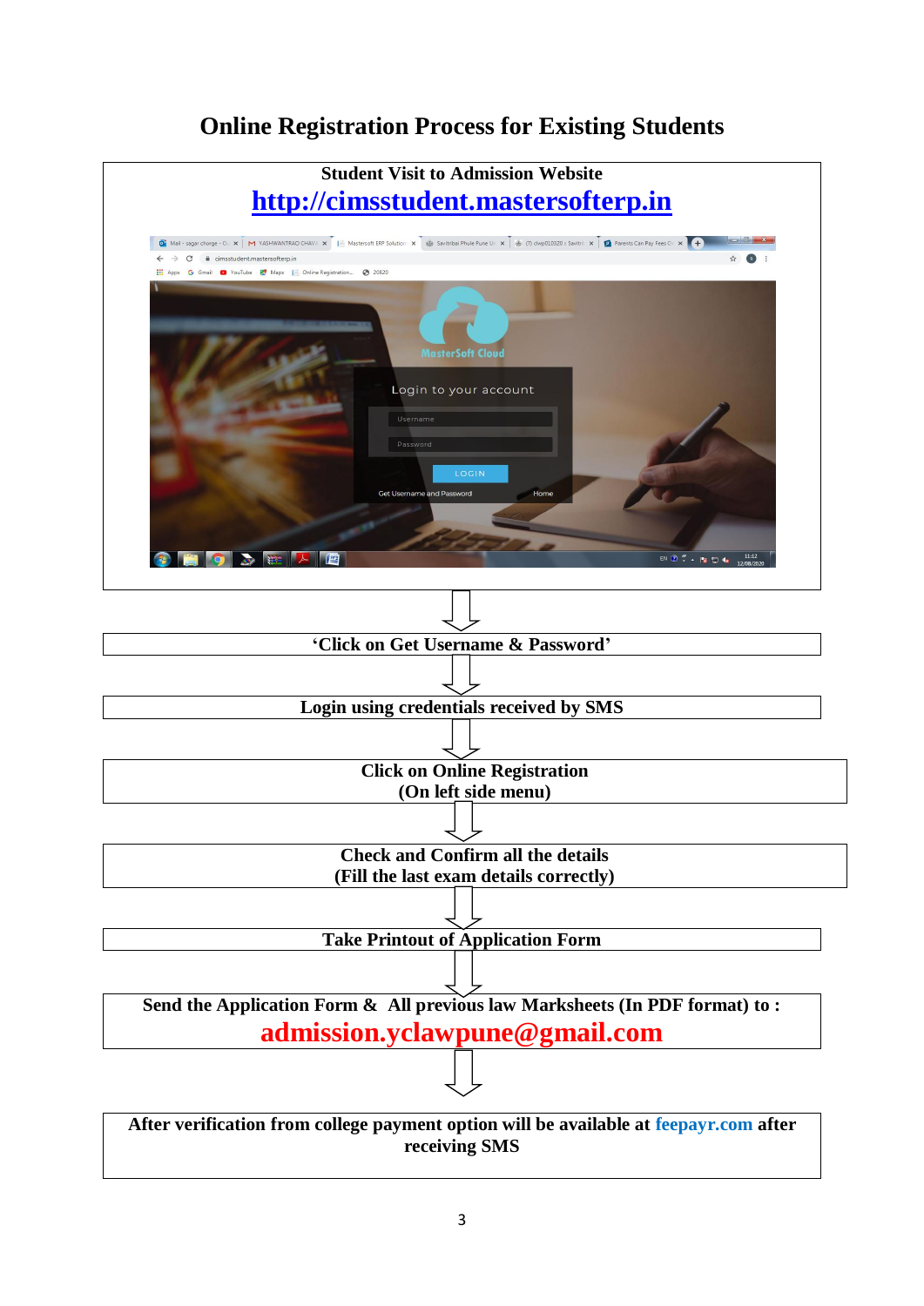# Online Registration Process for Existing Students

**Student Visit to Admission Website**

**http://cimsstudent.mastersofterp.in**

↓

**'Click on Get Username & Password'**

↓

**Login using credentials received by SMS**

↓

**Click on Online Registration**
**(On left side menu)**

↓

**Check and Confirm all the details**
**(Fill the last exam details correctly)**

↓

**Take Printout of Application Form**

↓

**Send the Application Form & All previous law Marksheets (In PDF format) to :**
**admission.yclawpune@gmail.com**

↓

**After verification from college payment option will be available at feepayr.com after receiving SMS**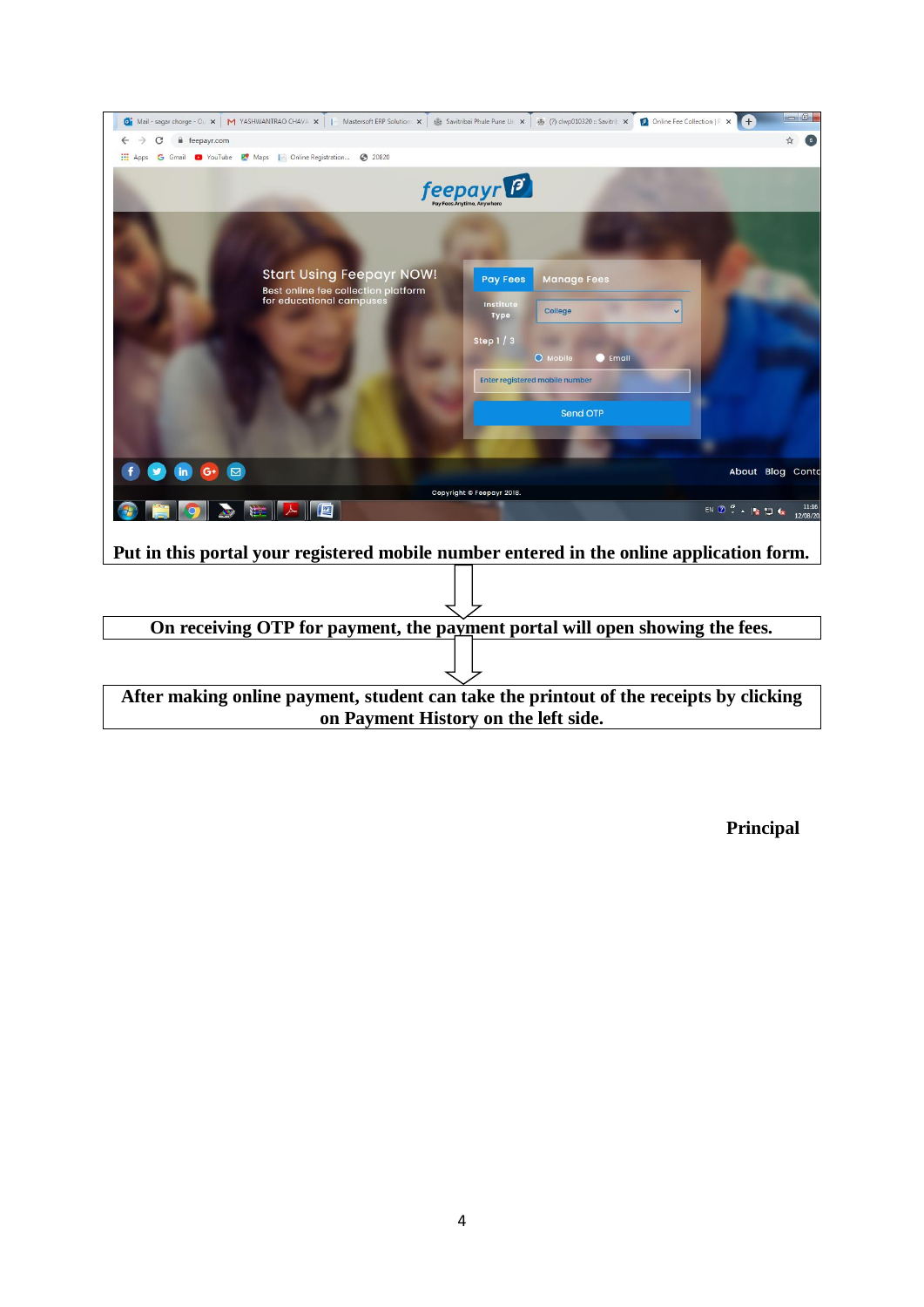Put in this portal your registered mobile number entered in the online application form.

On receiving OTP for payment, the payment portal will open showing the fees.

After making online payment, student can take the printout of the receipts by clicking on Payment History on the left side.

**Principal**